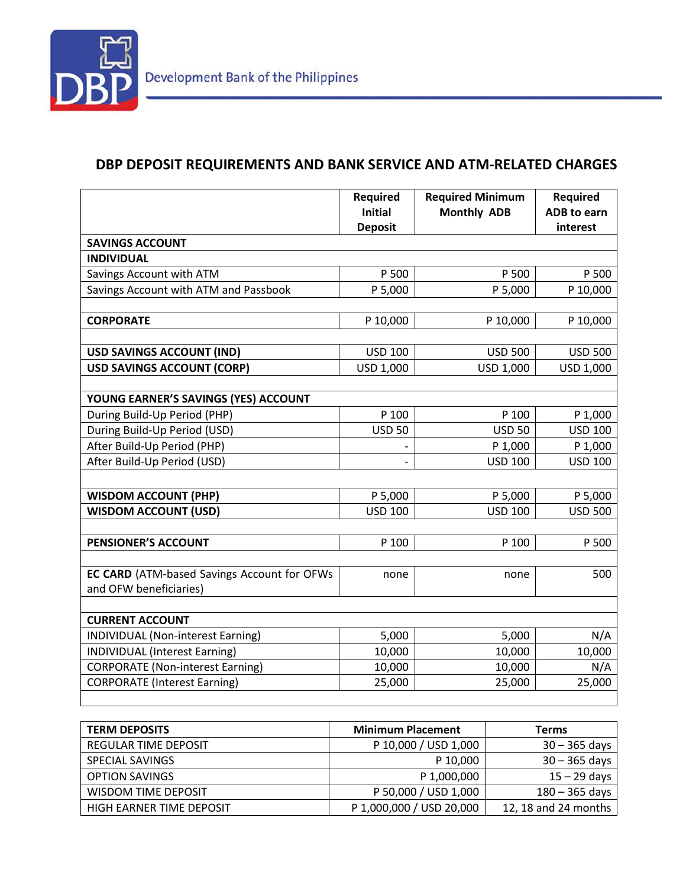Development Bank of the Philippines

# DBP DEPOSIT REQUIREMENTS AND BANK SERVICE AND ATM-RELATED CHARGES

| | Required Initial Deposit | Required Minimum Monthly ADB | Required ADB to earn interest |
|---|---|---|---|
| **SAVINGS ACCOUNT** | | | |
| **INDIVIDUAL** | | | |
| Savings Account with ATM | P 500 | P 500 | P 500 |
| Savings Account with ATM and Passbook | P 5,000 | P 5,000 | P 10,000 |
| | | | |
| **CORPORATE** | P 10,000 | P 10,000 | P 10,000 |
| | | | |
| **USD SAVINGS ACCOUNT (IND)** | USD 100 | USD 500 | USD 500 |
| **USD SAVINGS ACCOUNT (CORP)** | USD 1,000 | USD 1,000 | USD 1,000 |
| | | | |
| **YOUNG EARNER'S SAVINGS (YES) ACCOUNT** | | | |
| During Build-Up Period (PHP) | P 100 | P 100 | P 1,000 |
| During Build-Up Period (USD) | USD 50 | USD 50 | USD 100 |
| After Build-Up Period (PHP) | - | P 1,000 | P 1,000 |
| After Build-Up Period (USD) | - | USD 100 | USD 100 |
| | | | |
| **WISDOM ACCOUNT (PHP)** | P 5,000 | P 5,000 | P 5,000 |
| **WISDOM ACCOUNT (USD)** | USD 100 | USD 100 | USD 500 |
| | | | |
| **PENSIONER'S ACCOUNT** | P 100 | P 100 | P 500 |
| | | | |
| **EC CARD** (ATM-based Savings Account for OFWs and OFW beneficiaries) | none | none | 500 |
| | | | |
| **CURRENT ACCOUNT** | | | |
| INDIVIDUAL (Non-interest Earning) | 5,000 | 5,000 | N/A |
| INDIVIDUAL (Interest Earning) | 10,000 | 10,000 | 10,000 |
| CORPORATE (Non-interest Earning) | 10,000 | 10,000 | N/A |
| CORPORATE (Interest Earning) | 25,000 | 25,000 | 25,000 |

| TERM DEPOSITS | Minimum Placement | Terms |
|---|---|---|
| REGULAR TIME DEPOSIT | P 10,000 / USD 1,000 | 30 – 365 days |
| SPECIAL SAVINGS | P 10,000 | 30 – 365 days |
| OPTION SAVINGS | P 1,000,000 | 15 – 29 days |
| WISDOM TIME DEPOSIT | P 50,000 / USD 1,000 | 180 – 365 days |
| HIGH EARNER TIME DEPOSIT | P 1,000,000 / USD 20,000 | 12, 18 and 24 months |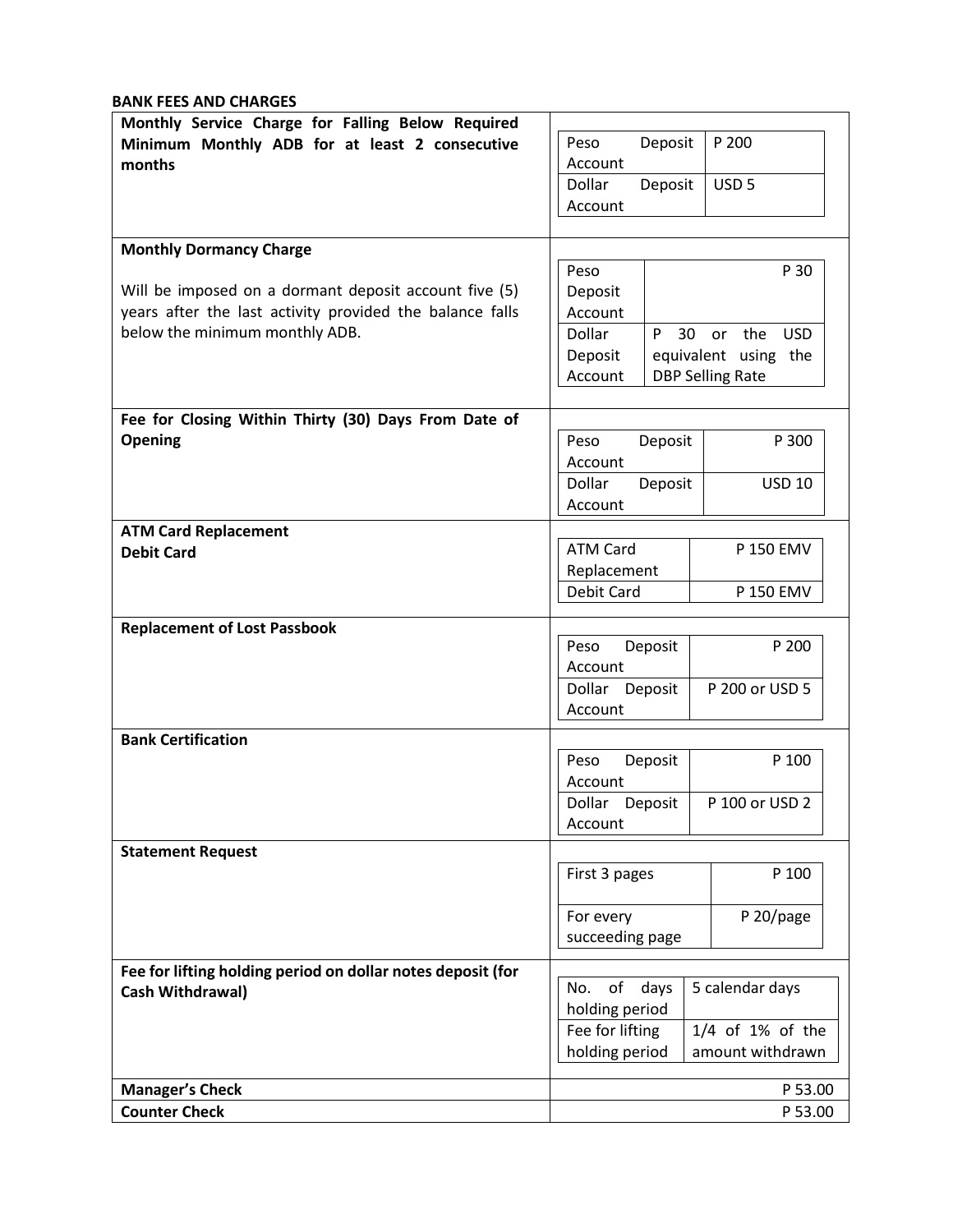**BANK FEES AND CHARGES**

| Fee | Details | Amount |
|---|---|---|
| **Monthly Service Charge for Falling Below Required Minimum Monthly ADB for at least 2 consecutive months** | Peso Deposit Account | P 200 |
| | Dollar Deposit Account | USD 5 |
| **Monthly Dormancy Charge**<br><br>Will be imposed on a dormant deposit account five (5) years after the last activity provided the balance falls below the minimum monthly ADB. | Peso Deposit Account | P 30 |
| | Dollar Deposit Account | P 30 or the USD equivalent using the DBP Selling Rate |
| **Fee for Closing Within Thirty (30) Days From Date of Opening** | Peso Deposit Account | P 300 |
| | Dollar Deposit Account | USD 10 |
| **ATM Card Replacement**<br>**Debit Card** | ATM Card Replacement | P 150 EMV |
| | Debit Card | P 150 EMV |
| **Replacement of Lost Passbook** | Peso Deposit Account | P 200 |
| | Dollar Deposit Account | P 200 or USD 5 |
| **Bank Certification** | Peso Deposit Account | P 100 |
| | Dollar Deposit Account | P 100 or USD 2 |
| **Statement Request** | First 3 pages | P 100 |
| | For every succeeding page | P 20/page |
| **Fee for lifting holding period on dollar notes deposit (for Cash Withdrawal)** | No. of days holding period | 5 calendar days |
| | Fee for lifting holding period | 1/4 of 1% of the amount withdrawn |
| **Manager's Check** | | P 53.00 |
| **Counter Check** | | P 53.00 |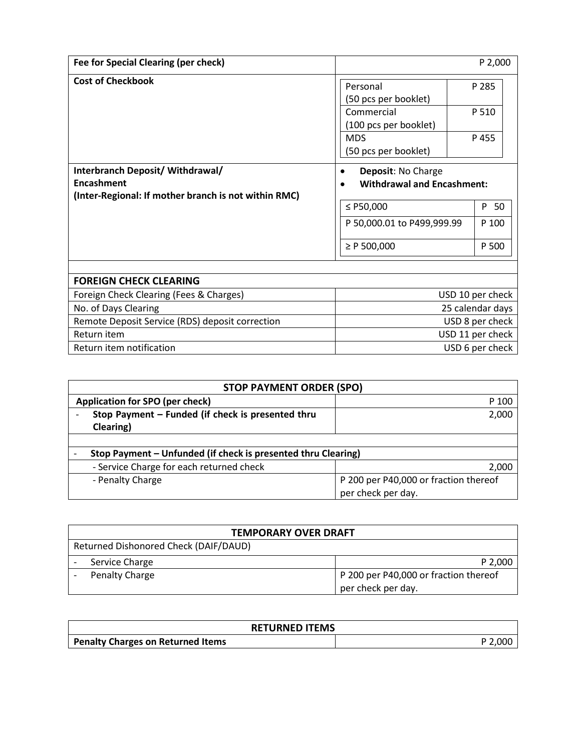| **Fee for Special Clearing (per check)** | P 2,000 |
|---|---|
| **Cost of Checkbook** | Personal (50 pcs per booklet) — P 285<br>Commercial (100 pcs per booklet) — P 510<br>MDS (50 pcs per booklet) — P 455 |
| **Interbranch Deposit/ Withdrawal/ Encashment**<br>**(Inter-Regional: If mother branch is not within RMC)** | • **Deposit**: No Charge<br>• **Withdrawal and Encashment:**<br>≤ P50,000 — P 50<br>P 50,000.01 to P499,999.99 — P 100<br>≥ P 500,000 — P 500 |

| **FOREIGN CHECK CLEARING** | |
|---|---|
| Foreign Check Clearing (Fees & Charges) | USD 10 per check |
| No. of Days Clearing | 25 calendar days |
| Remote Deposit Service (RDS) deposit correction | USD 8 per check |
| Return item | USD 11 per check |
| Return item notification | USD 6 per check |

| **STOP PAYMENT ORDER (SPO)** | |
|---|---|
| **Application for SPO (per check)** | P 100 |
| - **Stop Payment – Funded (if check is presented thru Clearing)** | 2,000 |
| | |
| - **Stop Payment – Unfunded (if check is presented thru Clearing)** | |
| - Service Charge for each returned check | 2,000 |
| - Penalty Charge | P 200 per P40,000 or fraction thereof per check per day. |

| **TEMPORARY OVER DRAFT** | |
|---|---|
| Returned Dishonored Check (DAIF/DAUD) | |
| - Service Charge | P 2,000 |
| - Penalty Charge | P 200 per P40,000 or fraction thereof per check per day. |

| **RETURNED ITEMS** | |
|---|---|
| **Penalty Charges on Returned Items** | P 2,000 |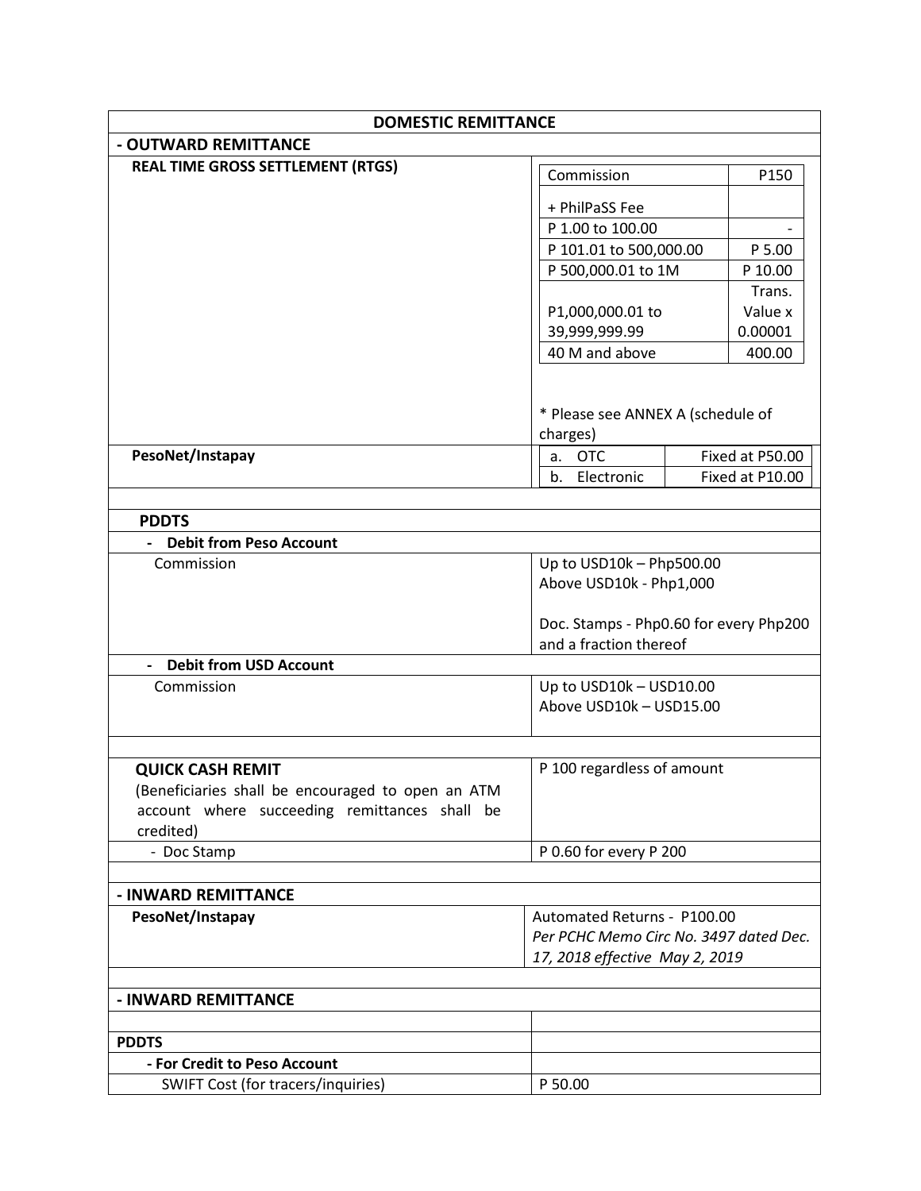| DOMESTIC REMITTANCE | |
|---|---|
| **- OUTWARD REMITTANCE** | |
| **REAL TIME GROSS SETTLEMENT (RTGS)** | Commission: P150<br>+ PhilPaSS Fee<br>P 1.00 to 100.00: -<br>P 101.01 to 500,000.00: P 5.00<br>P 500,000.01 to 1M: P 10.00<br>P1,000,000.01 to 39,999,999.99: Trans. Value x 0.00001<br>40 M and above: 400.00<br><br>* Please see ANNEX A (schedule of charges) |
| **PesoNet/Instapay** | a. OTC: Fixed at P50.00<br>b. Electronic: Fixed at P10.00 |
| | |
| **PDDTS** | |
| **- Debit from Peso Account** | |
| Commission | Up to USD10k – Php500.00<br>Above USD10k - Php1,000<br><br>Doc. Stamps - Php0.60 for every Php200 and a fraction thereof |
| **- Debit from USD Account** | |
| Commission | Up to USD10k – USD10.00<br>Above USD10k – USD15.00 |
| | |
| **QUICK CASH REMIT**<br>(Beneficiaries shall be encouraged to open an ATM account where succeeding remittances shall be credited) | P 100 regardless of amount |
| - Doc Stamp | P 0.60 for every P 200 |
| | |
| **- INWARD REMITTANCE** | |
| **PesoNet/Instapay** | Automated Returns - P100.00<br>*Per PCHC Memo Circ No. 3497 dated Dec. 17, 2018 effective May 2, 2019* |
| | |
| **- INWARD REMITTANCE** | |
| | |
| **PDDTS** | |
| **- For Credit to Peso Account** | |
| SWIFT Cost (for tracers/inquiries) | P 50.00 |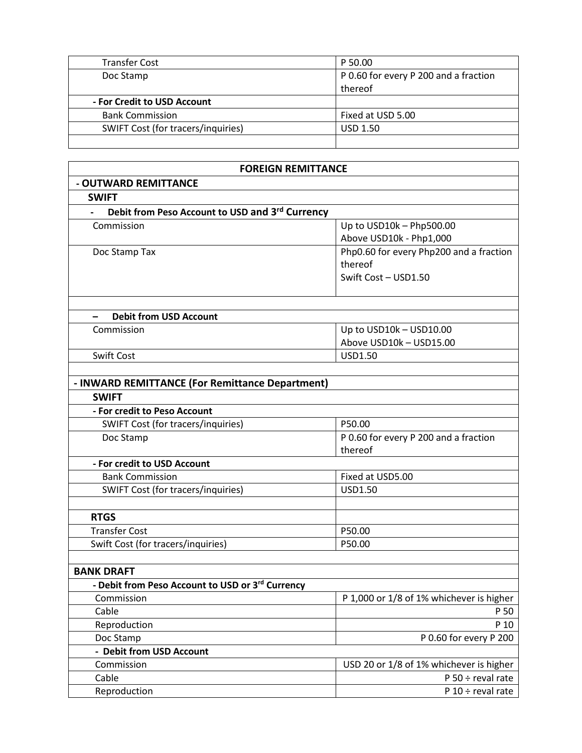| | |
|---|---|
| Transfer Cost | P 50.00 |
| Doc Stamp | P 0.60 for every P 200 and a fraction thereof |
| **- For Credit to USD Account** | |
| Bank Commission | Fixed at USD 5.00 |
| SWIFT Cost (for tracers/inquiries) | USD 1.50 |
| | |

| **FOREIGN REMITTANCE** | |
|---|---|
| **- OUTWARD REMITTANCE** | |
| **SWIFT** | |
| **- Debit from Peso Account to USD and 3rd Currency** | |
| Commission | Up to USD10k – Php500.00<br>Above USD10k - Php1,000 |
| Doc Stamp Tax | Php0.60 for every Php200 and a fraction thereof<br>Swift Cost – USD1.50 |
| | |
| **– Debit from USD Account** | |
| Commission | Up to USD10k – USD10.00<br>Above USD10k – USD15.00 |
| Swift Cost | USD1.50 |
| | |
| **- INWARD REMITTANCE (For Remittance Department)** | |
| **SWIFT** | |
| **- For credit to Peso Account** | |
| SWIFT Cost (for tracers/inquiries) | P50.00 |
| Doc Stamp | P 0.60 for every P 200 and a fraction thereof |
| **- For credit to USD Account** | |
| Bank Commission | Fixed at USD5.00 |
| SWIFT Cost (for tracers/inquiries) | USD1.50 |
| | |
| **RTGS** | |
| Transfer Cost | P50.00 |
| Swift Cost (for tracers/inquiries) | P50.00 |
| | |
| **BANK DRAFT** | |
| **- Debit from Peso Account to USD or 3rd Currency** | |
| Commission | P 1,000 or 1/8 of 1% whichever is higher |
| Cable | P 50 |
| Reproduction | P 10 |
| Doc Stamp | P 0.60 for every P 200 |
| **- Debit from USD Account** | |
| Commission | USD 20 or 1/8 of 1% whichever is higher |
| Cable | P 50 ÷ reval rate |
| Reproduction | P 10 ÷ reval rate |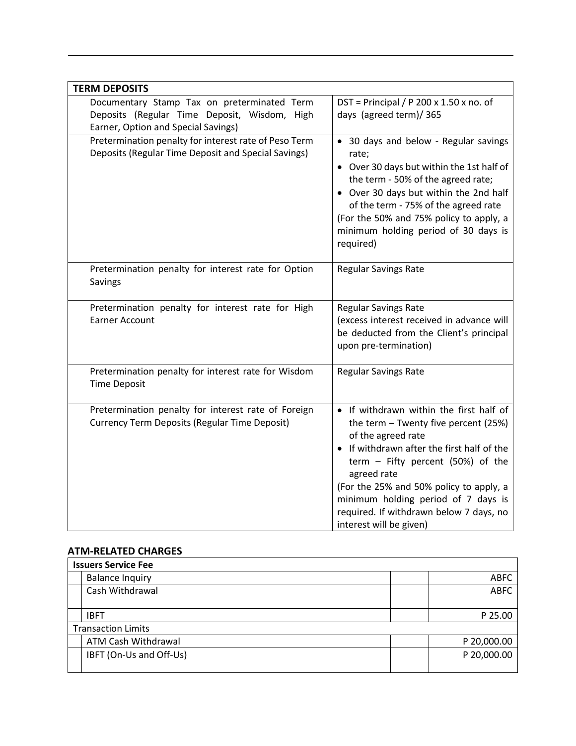| TERM DEPOSITS | |
|---|---|
| Documentary Stamp Tax on preterminated Term Deposits (Regular Time Deposit, Wisdom, High Earner, Option and Special Savings) | DST = Principal / P 200 x 1.50 x no. of days (agreed term)/ 365 |
| Pretermination penalty for interest rate of Peso Term Deposits (Regular Time Deposit and Special Savings) | • 30 days and below - Regular savings rate;<br>• Over 30 days but within the 1st half of the term - 50% of the agreed rate;<br>• Over 30 days but within the 2nd half of the term - 75% of the agreed rate<br>(For the 50% and 75% policy to apply, a minimum holding period of 30 days is required) |
| Pretermination penalty for interest rate for Option Savings | Regular Savings Rate |
| Pretermination penalty for interest rate for High Earner Account | Regular Savings Rate<br>(excess interest received in advance will be deducted from the Client's principal upon pre-termination) |
| Pretermination penalty for interest rate for Wisdom Time Deposit | Regular Savings Rate |
| Pretermination penalty for interest rate of Foreign Currency Term Deposits (Regular Time Deposit) | • If withdrawn within the first half of the term – Twenty five percent (25%) of the agreed rate<br>• If withdrawn after the first half of the term – Fifty percent (50%) of the agreed rate<br>(For the 25% and 50% policy to apply, a minimum holding period of 7 days is required. If withdrawn below 7 days, no interest will be given) |

**ATM-RELATED CHARGES**

| Issuers Service Fee | | |
|---|---|---|
| Balance Inquiry | | ABFC |
| Cash Withdrawal | | ABFC |
| IBFT | | P 25.00 |
| **Transaction Limits** | | |
| ATM Cash Withdrawal | | P 20,000.00 |
| IBFT (On-Us and Off-Us) | | P 20,000.00 |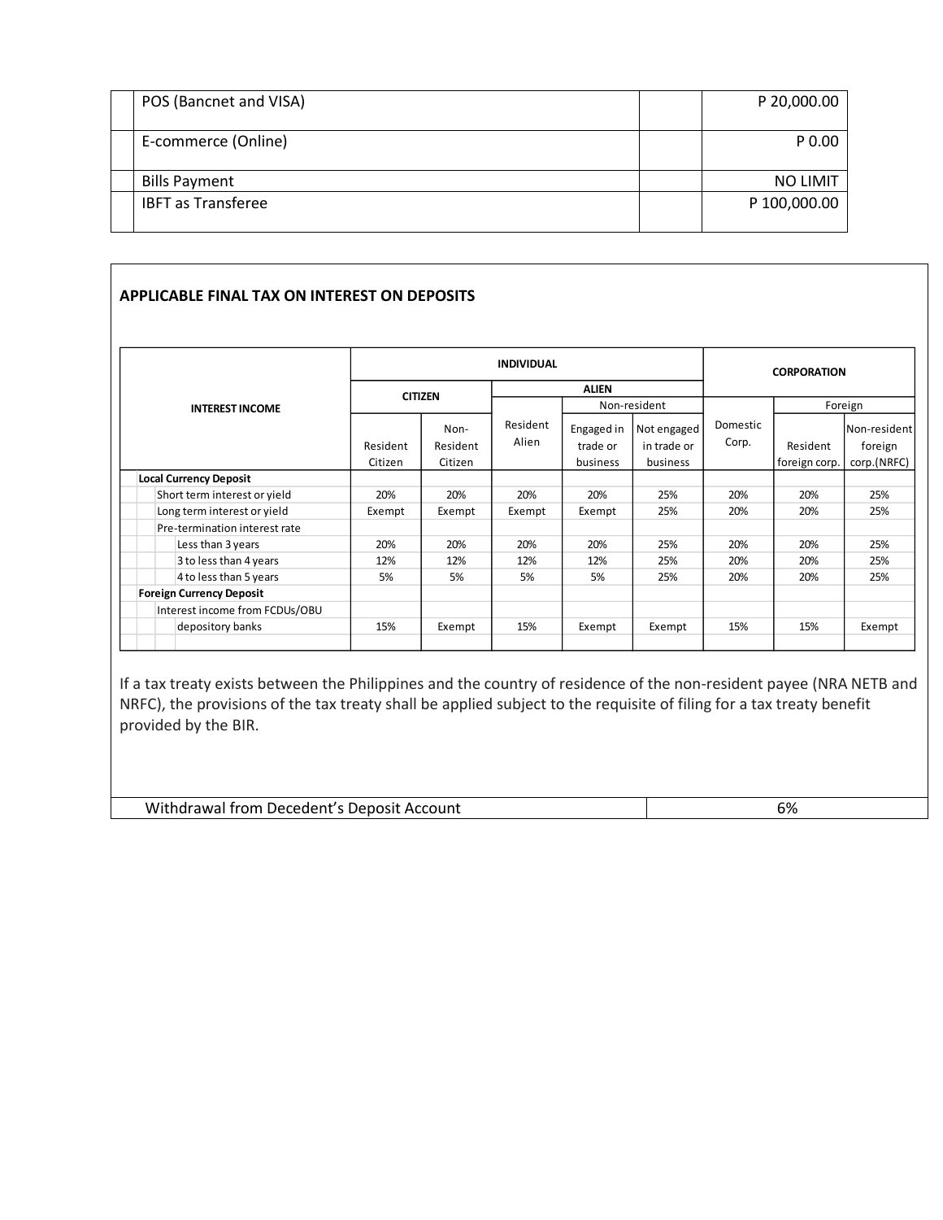| | POS (Bancnet and VISA) | | P 20,000.00 |
|---|---|---|---|
| | E-commerce (Online) | | P 0.00 |
| | Bills Payment | | NO LIMIT |
| | IBFT as Transferee | | P 100,000.00 |

**APPLICABLE FINAL TAX ON INTEREST ON DEPOSITS**

| INTEREST INCOME | INDIVIDUAL | | | | | CORPORATION | | |
|---|---|---|---|---|---|---|---|---|
| | CITIZEN | | ALIEN | | | | | |
| | | | | Non-resident | | | Foreign | |
| | Resident Citizen | Non-Resident Citizen | Resident Alien | Engaged in trade or business | Not engaged in trade or business | Domestic Corp. | Resident foreign corp. | Non-resident foreign corp.(NRFC) |
| **Local Currency Deposit** | | | | | | | | |
| Short term interest or yield | 20% | 20% | 20% | 20% | 25% | 20% | 20% | 25% |
| Long term interest or yield | Exempt | Exempt | Exempt | Exempt | 25% | 20% | 20% | 25% |
| Pre-termination interest rate | | | | | | | | |
| Less than 3 years | 20% | 20% | 20% | 20% | 25% | 20% | 20% | 25% |
| 3 to less than 4 years | 12% | 12% | 12% | 12% | 25% | 20% | 20% | 25% |
| 4 to less than 5 years | 5% | 5% | 5% | 5% | 25% | 20% | 20% | 25% |
| **Foreign Currency Deposit** | | | | | | | | |
| Interest income from FCDUs/OBU depository banks | 15% | Exempt | 15% | Exempt | Exempt | 15% | 15% | Exempt |

If a tax treaty exists between the Philippines and the country of residence of the non-resident payee (NRA NETB and NRFC), the provisions of the tax treaty shall be applied subject to the requisite of filing for a tax treaty benefit provided by the BIR.

| Withdrawal from Decedent's Deposit Account | 6% |
|---|---|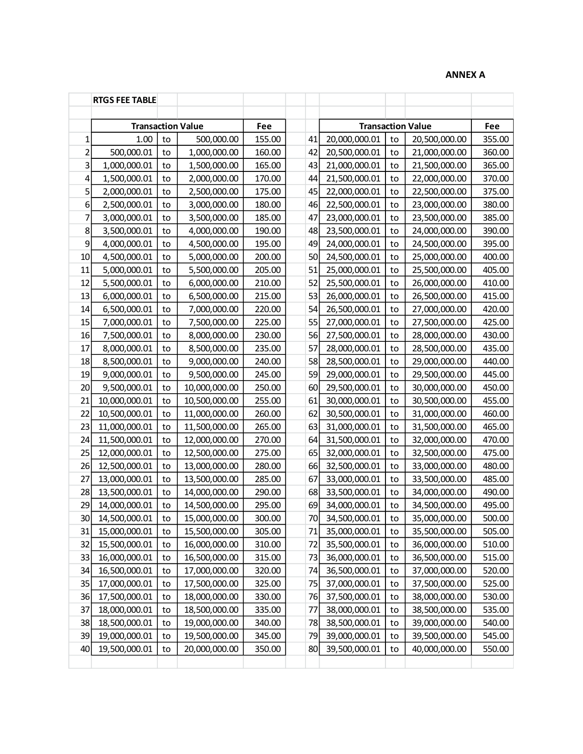**ANNEX A**

**RTGS FEE TABLE**

| | Transaction Value | | | Fee | | Transaction Value | | | Fee |
|---|---|---|---|---|---|---|---|---|---|
| 1 | 1.00 | to | 500,000.00 | 155.00 | 41 | 20,000,000.01 | to | 20,500,000.00 | 355.00 |
| 2 | 500,000.01 | to | 1,000,000.00 | 160.00 | 42 | 20,500,000.01 | to | 21,000,000.00 | 360.00 |
| 3 | 1,000,000.01 | to | 1,500,000.00 | 165.00 | 43 | 21,000,000.01 | to | 21,500,000.00 | 365.00 |
| 4 | 1,500,000.01 | to | 2,000,000.00 | 170.00 | 44 | 21,500,000.01 | to | 22,000,000.00 | 370.00 |
| 5 | 2,000,000.01 | to | 2,500,000.00 | 175.00 | 45 | 22,000,000.01 | to | 22,500,000.00 | 375.00 |
| 6 | 2,500,000.01 | to | 3,000,000.00 | 180.00 | 46 | 22,500,000.01 | to | 23,000,000.00 | 380.00 |
| 7 | 3,000,000.01 | to | 3,500,000.00 | 185.00 | 47 | 23,000,000.01 | to | 23,500,000.00 | 385.00 |
| 8 | 3,500,000.01 | to | 4,000,000.00 | 190.00 | 48 | 23,500,000.01 | to | 24,000,000.00 | 390.00 |
| 9 | 4,000,000.01 | to | 4,500,000.00 | 195.00 | 49 | 24,000,000.01 | to | 24,500,000.00 | 395.00 |
| 10 | 4,500,000.01 | to | 5,000,000.00 | 200.00 | 50 | 24,500,000.01 | to | 25,000,000.00 | 400.00 |
| 11 | 5,000,000.01 | to | 5,500,000.00 | 205.00 | 51 | 25,000,000.01 | to | 25,500,000.00 | 405.00 |
| 12 | 5,500,000.01 | to | 6,000,000.00 | 210.00 | 52 | 25,500,000.01 | to | 26,000,000.00 | 410.00 |
| 13 | 6,000,000.01 | to | 6,500,000.00 | 215.00 | 53 | 26,000,000.01 | to | 26,500,000.00 | 415.00 |
| 14 | 6,500,000.01 | to | 7,000,000.00 | 220.00 | 54 | 26,500,000.01 | to | 27,000,000.00 | 420.00 |
| 15 | 7,000,000.01 | to | 7,500,000.00 | 225.00 | 55 | 27,000,000.01 | to | 27,500,000.00 | 425.00 |
| 16 | 7,500,000.01 | to | 8,000,000.00 | 230.00 | 56 | 27,500,000.01 | to | 28,000,000.00 | 430.00 |
| 17 | 8,000,000.01 | to | 8,500,000.00 | 235.00 | 57 | 28,000,000.01 | to | 28,500,000.00 | 435.00 |
| 18 | 8,500,000.01 | to | 9,000,000.00 | 240.00 | 58 | 28,500,000.01 | to | 29,000,000.00 | 440.00 |
| 19 | 9,000,000.01 | to | 9,500,000.00 | 245.00 | 59 | 29,000,000.01 | to | 29,500,000.00 | 445.00 |
| 20 | 9,500,000.01 | to | 10,000,000.00 | 250.00 | 60 | 29,500,000.01 | to | 30,000,000.00 | 450.00 |
| 21 | 10,000,000.01 | to | 10,500,000.00 | 255.00 | 61 | 30,000,000.01 | to | 30,500,000.00 | 455.00 |
| 22 | 10,500,000.01 | to | 11,000,000.00 | 260.00 | 62 | 30,500,000.01 | to | 31,000,000.00 | 460.00 |
| 23 | 11,000,000.01 | to | 11,500,000.00 | 265.00 | 63 | 31,000,000.01 | to | 31,500,000.00 | 465.00 |
| 24 | 11,500,000.01 | to | 12,000,000.00 | 270.00 | 64 | 31,500,000.01 | to | 32,000,000.00 | 470.00 |
| 25 | 12,000,000.01 | to | 12,500,000.00 | 275.00 | 65 | 32,000,000.01 | to | 32,500,000.00 | 475.00 |
| 26 | 12,500,000.01 | to | 13,000,000.00 | 280.00 | 66 | 32,500,000.01 | to | 33,000,000.00 | 480.00 |
| 27 | 13,000,000.01 | to | 13,500,000.00 | 285.00 | 67 | 33,000,000.01 | to | 33,500,000.00 | 485.00 |
| 28 | 13,500,000.01 | to | 14,000,000.00 | 290.00 | 68 | 33,500,000.01 | to | 34,000,000.00 | 490.00 |
| 29 | 14,000,000.01 | to | 14,500,000.00 | 295.00 | 69 | 34,000,000.01 | to | 34,500,000.00 | 495.00 |
| 30 | 14,500,000.01 | to | 15,000,000.00 | 300.00 | 70 | 34,500,000.01 | to | 35,000,000.00 | 500.00 |
| 31 | 15,000,000.01 | to | 15,500,000.00 | 305.00 | 71 | 35,000,000.01 | to | 35,500,000.00 | 505.00 |
| 32 | 15,500,000.01 | to | 16,000,000.00 | 310.00 | 72 | 35,500,000.01 | to | 36,000,000.00 | 510.00 |
| 33 | 16,000,000.01 | to | 16,500,000.00 | 315.00 | 73 | 36,000,000.01 | to | 36,500,000.00 | 515.00 |
| 34 | 16,500,000.01 | to | 17,000,000.00 | 320.00 | 74 | 36,500,000.01 | to | 37,000,000.00 | 520.00 |
| 35 | 17,000,000.01 | to | 17,500,000.00 | 325.00 | 75 | 37,000,000.01 | to | 37,500,000.00 | 525.00 |
| 36 | 17,500,000.01 | to | 18,000,000.00 | 330.00 | 76 | 37,500,000.01 | to | 38,000,000.00 | 530.00 |
| 37 | 18,000,000.01 | to | 18,500,000.00 | 335.00 | 77 | 38,000,000.01 | to | 38,500,000.00 | 535.00 |
| 38 | 18,500,000.01 | to | 19,000,000.00 | 340.00 | 78 | 38,500,000.01 | to | 39,000,000.00 | 540.00 |
| 39 | 19,000,000.01 | to | 19,500,000.00 | 345.00 | 79 | 39,000,000.01 | to | 39,500,000.00 | 545.00 |
| 40 | 19,500,000.01 | to | 20,000,000.00 | 350.00 | 80 | 39,500,000.01 | to | 40,000,000.00 | 550.00 |